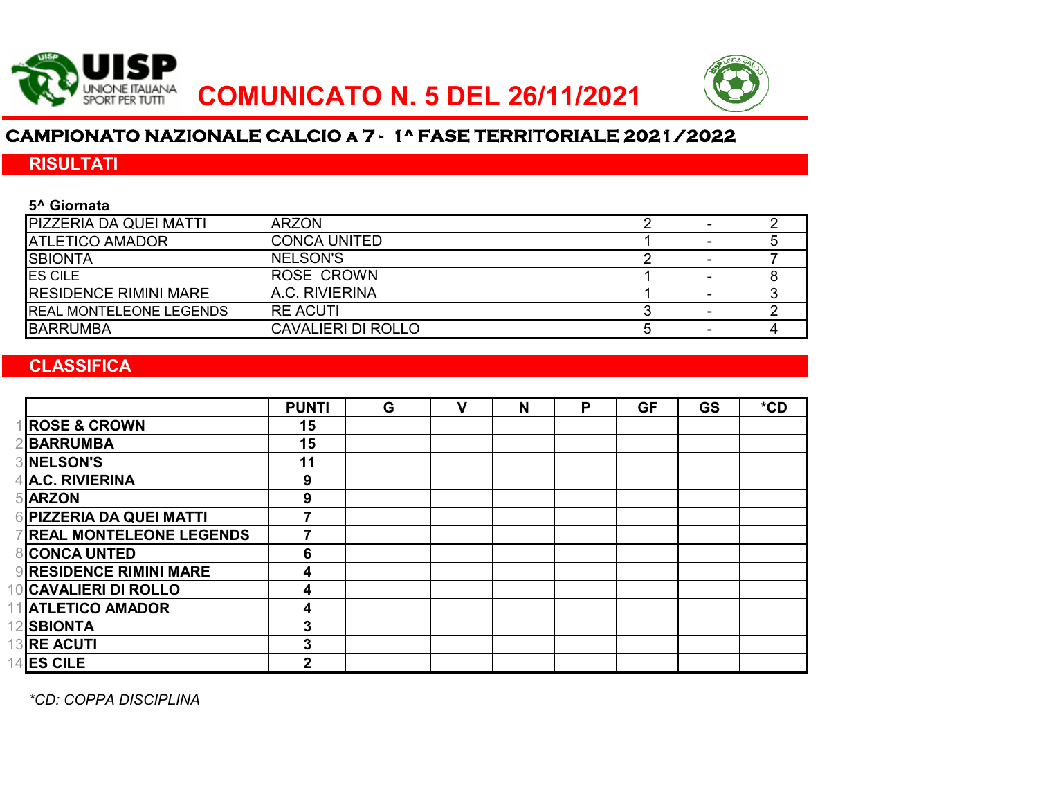# COMUNICATO N. 5 DEL 26/11/2021

UISP
UNIONE ITALIANA SPORT PER TUTTI

## CAMPIONATO NAZIONALE CALCIO a 7 - 1^ FASE TERRITORIALE 2021/2022

## RISULTATI

**5^ Giornata**

| | | | | |
|---|---|---|---|---|
| PIZZERIA DA QUEI MATTI | ARZON | 2 | - | 2 |
| ATLETICO AMADOR | CONCA UNITED | 1 | - | 5 |
| SBIONTA | NELSON'S | 2 | - | 7 |
| ES CILE | ROSE CROWN | 1 | - | 8 |
| RESIDENCE RIMINI MARE | A.C. RIVIERINA | 1 | - | 3 |
| REAL MONTELEONE LEGENDS | RE ACUTI | 3 | - | 2 |
| BARRUMBA | CAVALIERI DI ROLLO | 5 | - | 4 |

## CLASSIFICA

| | | PUNTI | G | V | N | P | GF | GS | *CD |
|---|---|---|---|---|---|---|---|---|---|
| 1 | **ROSE & CROWN** | **15** | | | | | | | |
| 2 | **BARRUMBA** | **15** | | | | | | | |
| 3 | **NELSON'S** | **11** | | | | | | | |
| 4 | **A.C. RIVIERINA** | **9** | | | | | | | |
| 5 | **ARZON** | **9** | | | | | | | |
| 6 | **PIZZERIA DA QUEI MATTI** | **7** | | | | | | | |
| 7 | **REAL MONTELEONE LEGENDS** | **7** | | | | | | | |
| 8 | **CONCA UNTED** | **6** | | | | | | | |
| 9 | **RESIDENCE RIMINI MARE** | **4** | | | | | | | |
| 10 | **CAVALIERI DI ROLLO** | **4** | | | | | | | |
| 11 | **ATLETICO AMADOR** | **4** | | | | | | | |
| 12 | **SBIONTA** | **3** | | | | | | | |
| 13 | **RE ACUTI** | **3** | | | | | | | |
| 14 | **ES CILE** | **2** | | | | | | | |

*\*CD: COPPA DISCIPLINA*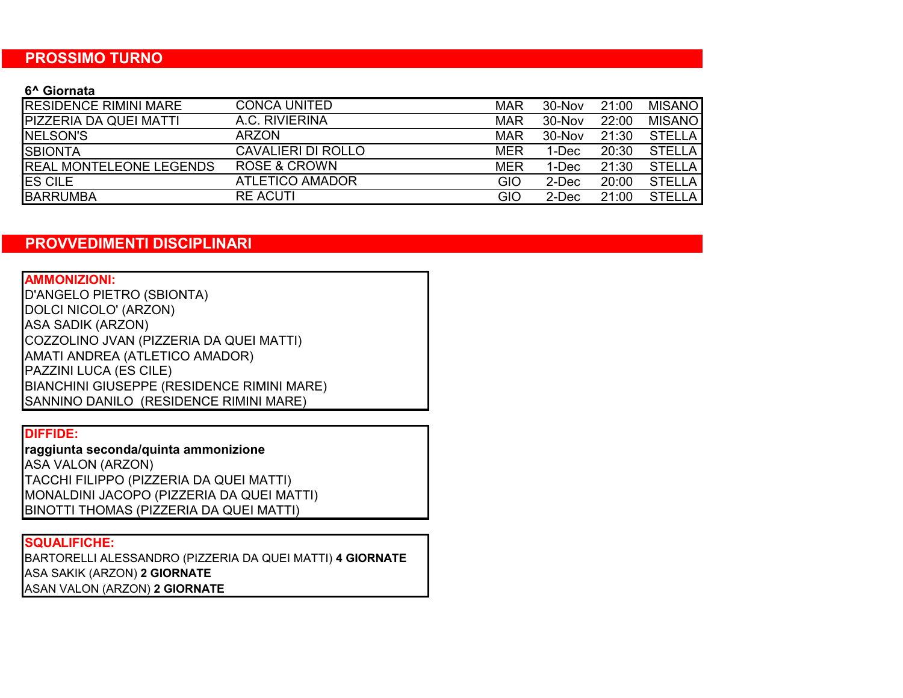## PROSSIMO TURNO

**6^ Giornata**

| | | | | | |
|---|---|---|---|---|---|
| RESIDENCE RIMINI MARE | CONCA UNITED | MAR | 30-Nov | 21:00 | MISANO |
| PIZZERIA DA QUEI MATTI | A.C. RIVIERINA | MAR | 30-Nov | 22:00 | MISANO |
| NELSON'S | ARZON | MAR | 30-Nov | 21:30 | STELLA |
| SBIONTA | CAVALIERI DI ROLLO | MER | 1-Dec | 20:30 | STELLA |
| REAL MONTELEONE LEGENDS | ROSE & CROWN | MER | 1-Dec | 21:30 | STELLA |
| ES CILE | ATLETICO AMADOR | GIO | 2-Dec | 20:00 | STELLA |
| BARRUMBA | RE ACUTI | GIO | 2-Dec | 21:00 | STELLA |

## PROVVEDIMENTI DISCIPLINARI

**AMMONIZIONI:**

D'ANGELO PIETRO (SBIONTA)
DOLCI NICOLO' (ARZON)
ASA SADIK (ARZON)
COZZOLINO JVAN (PIZZERIA DA QUEI MATTI)
AMATI ANDREA (ATLETICO AMADOR)
PAZZINI LUCA (ES CILE)
BIANCHINI GIUSEPPE (RESIDENCE RIMINI MARE)
SANNINO DANILO (RESIDENCE RIMINI MARE)

**DIFFIDE:**

**raggiunta seconda/quinta ammonizione**
ASA VALON (ARZON)
TACCHI FILIPPO (PIZZERIA DA QUEI MATTI)
MONALDINI JACOPO (PIZZERIA DA QUEI MATTI)
BINOTTI THOMAS (PIZZERIA DA QUEI MATTI)

**SQUALIFICHE:**

BARTORELLI ALESSANDRO (PIZZERIA DA QUEI MATTI) **4 GIORNATE**
ASA SAKIK (ARZON) **2 GIORNATE**
ASAN VALON (ARZON) **2 GIORNATE**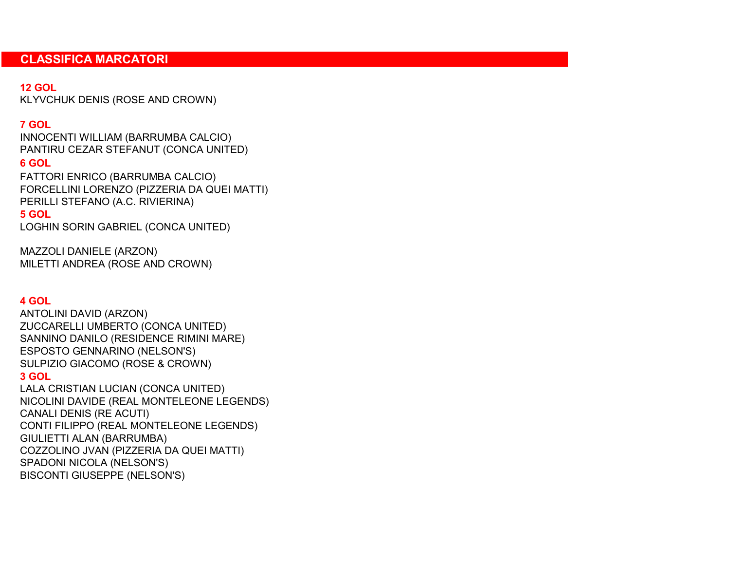## CLASSIFICA MARCATORI

**12 GOL**

KLYVCHUK DENIS (ROSE AND CROWN)

**7 GOL**

INNOCENTI WILLIAM (BARRUMBA CALCIO)
PANTIRU CEZAR STEFANUT (CONCA UNITED)

**6 GOL**

FATTORI ENRICO (BARRUMBA CALCIO)
FORCELLINI LORENZO (PIZZERIA DA QUEI MATTI)
PERILLI STEFANO (A.C. RIVIERINA)

**5 GOL**

LOGHIN SORIN GABRIEL (CONCA UNITED)

MAZZOLI DANIELE (ARZON)
MILETTI ANDREA (ROSE AND CROWN)

**4 GOL**

ANTOLINI DAVID (ARZON)
ZUCCARELLI UMBERTO (CONCA UNITED)
SANNINO DANILO (RESIDENCE RIMINI MARE)
ESPOSTO GENNARINO (NELSON'S)
SULPIZIO GIACOMO (ROSE & CROWN)

**3 GOL**

LALA CRISTIAN LUCIAN (CONCA UNITED)
NICOLINI DAVIDE (REAL MONTELEONE LEGENDS)
CANALI DENIS (RE ACUTI)
CONTI FILIPPO (REAL MONTELEONE LEGENDS)
GIULIETTI ALAN (BARRUMBA)
COZZOLINO JVAN (PIZZERIA DA QUEI MATTI)
SPADONI NICOLA (NELSON'S)
BISCONTI GIUSEPPE (NELSON'S)